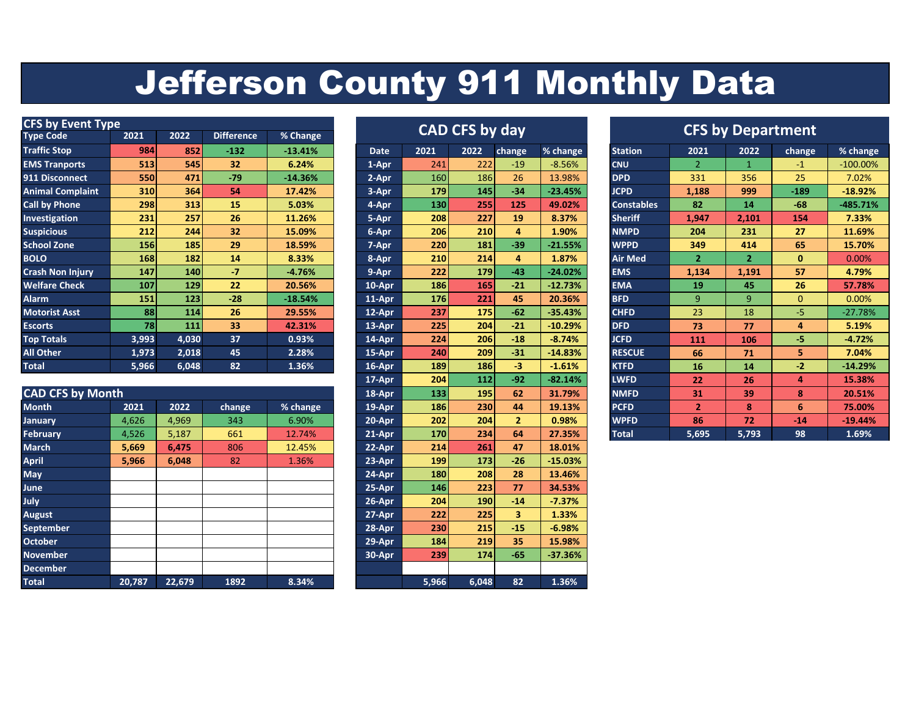# Jefferson County 911 Monthly Data

## CFS by Event Type

| Type Code | 2021 | 2022 | Difference | % Change |
|---|---|---|---|---|
| Traffic Stop | 984 | 852 | -132 | -13.41% |
| EMS Tranports | 513 | 545 | 32 | 6.24% |
| 911 Disconnect | 550 | 471 | -79 | -14.36% |
| Animal Complaint | 310 | 364 | 54 | 17.42% |
| Call by Phone | 298 | 313 | 15 | 5.03% |
| Investigation | 231 | 257 | 26 | 11.26% |
| Suspicious | 212 | 244 | 32 | 15.09% |
| School Zone | 156 | 185 | 29 | 18.59% |
| BOLO | 168 | 182 | 14 | 8.33% |
| Crash Non Injury | 147 | 140 | -7 | -4.76% |
| Welfare Check | 107 | 129 | 22 | 20.56% |
| Alarm | 151 | 123 | -28 | -18.54% |
| Motorist Asst | 88 | 114 | 26 | 29.55% |
| Escorts | 78 | 111 | 33 | 42.31% |
| Top Totals | 3,993 | 4,030 | 37 | 0.93% |
| All Other | 1,973 | 2,018 | 45 | 2.28% |
| Total | 5,966 | 6,048 | 82 | 1.36% |

## CAD CFS by Month

| Month | 2021 | 2022 | change | % change |
|---|---|---|---|---|
| January | 4,626 | 4,969 | 343 | 6.90% |
| February | 4,526 | 5,187 | 661 | 12.74% |
| March | 5,669 | 6,475 | 806 | 12.45% |
| April | 5,966 | 6,048 | 82 | 1.36% |
| May | | | | |
| June | | | | |
| July | | | | |
| August | | | | |
| September | | | | |
| October | | | | |
| November | | | | |
| December | | | | |
| Total | 20,787 | 22,679 | 1892 | 8.34% |

## CAD CFS by day

| Date | 2021 | 2022 | change | % change |
|---|---|---|---|---|
| 1-Apr | 241 | 222 | -19 | -8.56% |
| 2-Apr | 160 | 186 | 26 | 13.98% |
| 3-Apr | 179 | 145 | -34 | -23.45% |
| 4-Apr | 130 | 255 | 125 | 49.02% |
| 5-Apr | 208 | 227 | 19 | 8.37% |
| 6-Apr | 206 | 210 | 4 | 1.90% |
| 7-Apr | 220 | 181 | -39 | -21.55% |
| 8-Apr | 210 | 214 | 4 | 1.87% |
| 9-Apr | 222 | 179 | -43 | -24.02% |
| 10-Apr | 186 | 165 | -21 | -12.73% |
| 11-Apr | 176 | 221 | 45 | 20.36% |
| 12-Apr | 237 | 175 | -62 | -35.43% |
| 13-Apr | 225 | 204 | -21 | -10.29% |
| 14-Apr | 224 | 206 | -18 | -8.74% |
| 15-Apr | 240 | 209 | -31 | -14.83% |
| 16-Apr | 189 | 186 | -3 | -1.61% |
| 17-Apr | 204 | 112 | -92 | -82.14% |
| 18-Apr | 133 | 195 | 62 | 31.79% |
| 19-Apr | 186 | 230 | 44 | 19.13% |
| 20-Apr | 202 | 204 | 2 | 0.98% |
| 21-Apr | 170 | 234 | 64 | 27.35% |
| 22-Apr | 214 | 261 | 47 | 18.01% |
| 23-Apr | 199 | 173 | -26 | -15.03% |
| 24-Apr | 180 | 208 | 28 | 13.46% |
| 25-Apr | 146 | 223 | 77 | 34.53% |
| 26-Apr | 204 | 190 | -14 | -7.37% |
| 27-Apr | 222 | 225 | 3 | 1.33% |
| 28-Apr | 230 | 215 | -15 | -6.98% |
| 29-Apr | 184 | 219 | 35 | 15.98% |
| 30-Apr | 239 | 174 | -65 | -37.36% |
| | | | | |
| | 5,966 | 6,048 | 82 | 1.36% |

## CFS by Department

| Station | 2021 | 2022 | change | % change |
|---|---|---|---|---|
| CNU | 2 | 1 | -1 | -100.00% |
| DPD | 331 | 356 | 25 | 7.02% |
| JCPD | 1,188 | 999 | -189 | -18.92% |
| Constables | 82 | 14 | -68 | -485.71% |
| Sheriff | 1,947 | 2,101 | 154 | 7.33% |
| NMPD | 204 | 231 | 27 | 11.69% |
| WPPD | 349 | 414 | 65 | 15.70% |
| Air Med | 2 | 2 | 0 | 0.00% |
| EMS | 1,134 | 1,191 | 57 | 4.79% |
| EMA | 19 | 45 | 26 | 57.78% |
| BFD | 9 | 9 | 0 | 0.00% |
| CHFD | 23 | 18 | -5 | -27.78% |
| DFD | 73 | 77 | 4 | 5.19% |
| JCFD | 111 | 106 | -5 | -4.72% |
| RESCUE | 66 | 71 | 5 | 7.04% |
| KTFD | 16 | 14 | -2 | -14.29% |
| LWFD | 22 | 26 | 4 | 15.38% |
| NMFD | 31 | 39 | 8 | 20.51% |
| PCFD | 2 | 8 | 6 | 75.00% |
| WPFD | 86 | 72 | -14 | -19.44% |
| Total | 5,695 | 5,793 | 98 | 1.69% |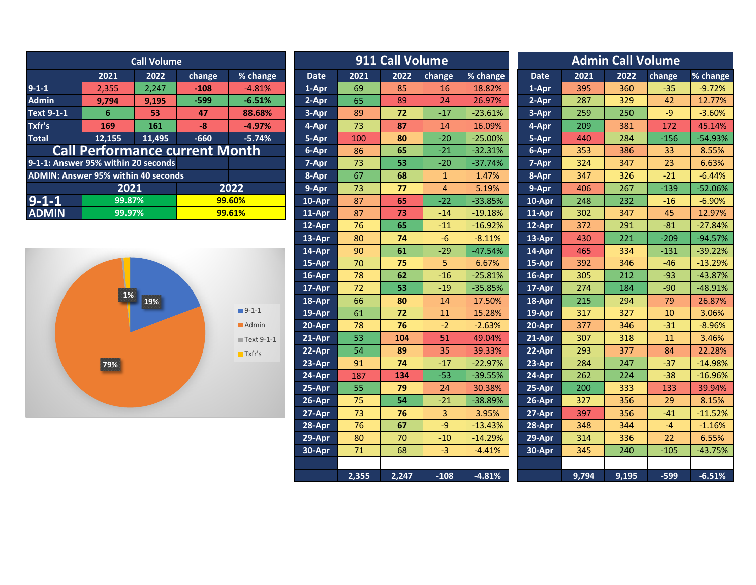## Call Volume

| | 2021 | 2022 | change | % change |
|---|---|---|---|---|
| 9-1-1 | 2,355 | 2,247 | -108 | -4.81% |
| Admin | 9,794 | 9,195 | -599 | -6.51% |
| Text 9-1-1 | 6 | 53 | 47 | 88.68% |
| Txfr's | 169 | 161 | -8 | -4.97% |
| Total | 12,155 | 11,495 | -660 | -5.74% |

## Call Performance current Month

9-1-1: Answer 95% within 20 seconds

ADMIN: Answer 95% within 40 seconds

| | 2021 | 2022 |
|---|---|---|
| 9-1-1 | 99.87% | 99.60% |
| ADMIN | 99.97% | 99.61% |

- 9-1-1: 19%
- Admin: 79%
- Text 9-1-1
- Txfr's: 1%

## 911 Call Volume

| Date | 2021 | 2022 | change | % change |
|---|---|---|---|---|
| 1-Apr | 69 | 85 | 16 | 18.82% |
| 2-Apr | 65 | 89 | 24 | 26.97% |
| 3-Apr | 89 | 72 | -17 | -23.61% |
| 4-Apr | 73 | 87 | 14 | 16.09% |
| 5-Apr | 100 | 80 | -20 | -25.00% |
| 6-Apr | 86 | 65 | -21 | -32.31% |
| 7-Apr | 73 | 53 | -20 | -37.74% |
| 8-Apr | 67 | 68 | 1 | 1.47% |
| 9-Apr | 73 | 77 | 4 | 5.19% |
| 10-Apr | 87 | 65 | -22 | -33.85% |
| 11-Apr | 87 | 73 | -14 | -19.18% |
| 12-Apr | 76 | 65 | -11 | -16.92% |
| 13-Apr | 80 | 74 | -6 | -8.11% |
| 14-Apr | 90 | 61 | -29 | -47.54% |
| 15-Apr | 70 | 75 | 5 | 6.67% |
| 16-Apr | 78 | 62 | -16 | -25.81% |
| 17-Apr | 72 | 53 | -19 | -35.85% |
| 18-Apr | 66 | 80 | 14 | 17.50% |
| 19-Apr | 61 | 72 | 11 | 15.28% |
| 20-Apr | 78 | 76 | -2 | -2.63% |
| 21-Apr | 53 | 104 | 51 | 49.04% |
| 22-Apr | 54 | 89 | 35 | 39.33% |
| 23-Apr | 91 | 74 | -17 | -22.97% |
| 24-Apr | 187 | 134 | -53 | -39.55% |
| 25-Apr | 55 | 79 | 24 | 30.38% |
| 26-Apr | 75 | 54 | -21 | -38.89% |
| 27-Apr | 73 | 76 | 3 | 3.95% |
| 28-Apr | 76 | 67 | -9 | -13.43% |
| 29-Apr | 80 | 70 | -10 | -14.29% |
| 30-Apr | 71 | 68 | -3 | -4.41% |
| | | | | |
| | 2,355 | 2,247 | -108 | -4.81% |

## Admin Call Volume

| Date | 2021 | 2022 | change | % change |
|---|---|---|---|---|
| 1-Apr | 395 | 360 | -35 | -9.72% |
| 2-Apr | 287 | 329 | 42 | 12.77% |
| 3-Apr | 259 | 250 | -9 | -3.60% |
| 4-Apr | 209 | 381 | 172 | 45.14% |
| 5-Apr | 440 | 284 | -156 | -54.93% |
| 6-Apr | 353 | 386 | 33 | 8.55% |
| 7-Apr | 324 | 347 | 23 | 6.63% |
| 8-Apr | 347 | 326 | -21 | -6.44% |
| 9-Apr | 406 | 267 | -139 | -52.06% |
| 10-Apr | 248 | 232 | -16 | -6.90% |
| 11-Apr | 302 | 347 | 45 | 12.97% |
| 12-Apr | 372 | 291 | -81 | -27.84% |
| 13-Apr | 430 | 221 | -209 | -94.57% |
| 14-Apr | 465 | 334 | -131 | -39.22% |
| 15-Apr | 392 | 346 | -46 | -13.29% |
| 16-Apr | 305 | 212 | -93 | -43.87% |
| 17-Apr | 274 | 184 | -90 | -48.91% |
| 18-Apr | 215 | 294 | 79 | 26.87% |
| 19-Apr | 317 | 327 | 10 | 3.06% |
| 20-Apr | 377 | 346 | -31 | -8.96% |
| 21-Apr | 307 | 318 | 11 | 3.46% |
| 22-Apr | 293 | 377 | 84 | 22.28% |
| 23-Apr | 284 | 247 | -37 | -14.98% |
| 24-Apr | 262 | 224 | -38 | -16.96% |
| 25-Apr | 200 | 333 | 133 | 39.94% |
| 26-Apr | 327 | 356 | 29 | 8.15% |
| 27-Apr | 397 | 356 | -41 | -11.52% |
| 28-Apr | 348 | 344 | -4 | -1.16% |
| 29-Apr | 314 | 336 | 22 | 6.55% |
| 30-Apr | 345 | 240 | -105 | -43.75% |
| | | | | |
| | 9,794 | 9,195 | -599 | -6.51% |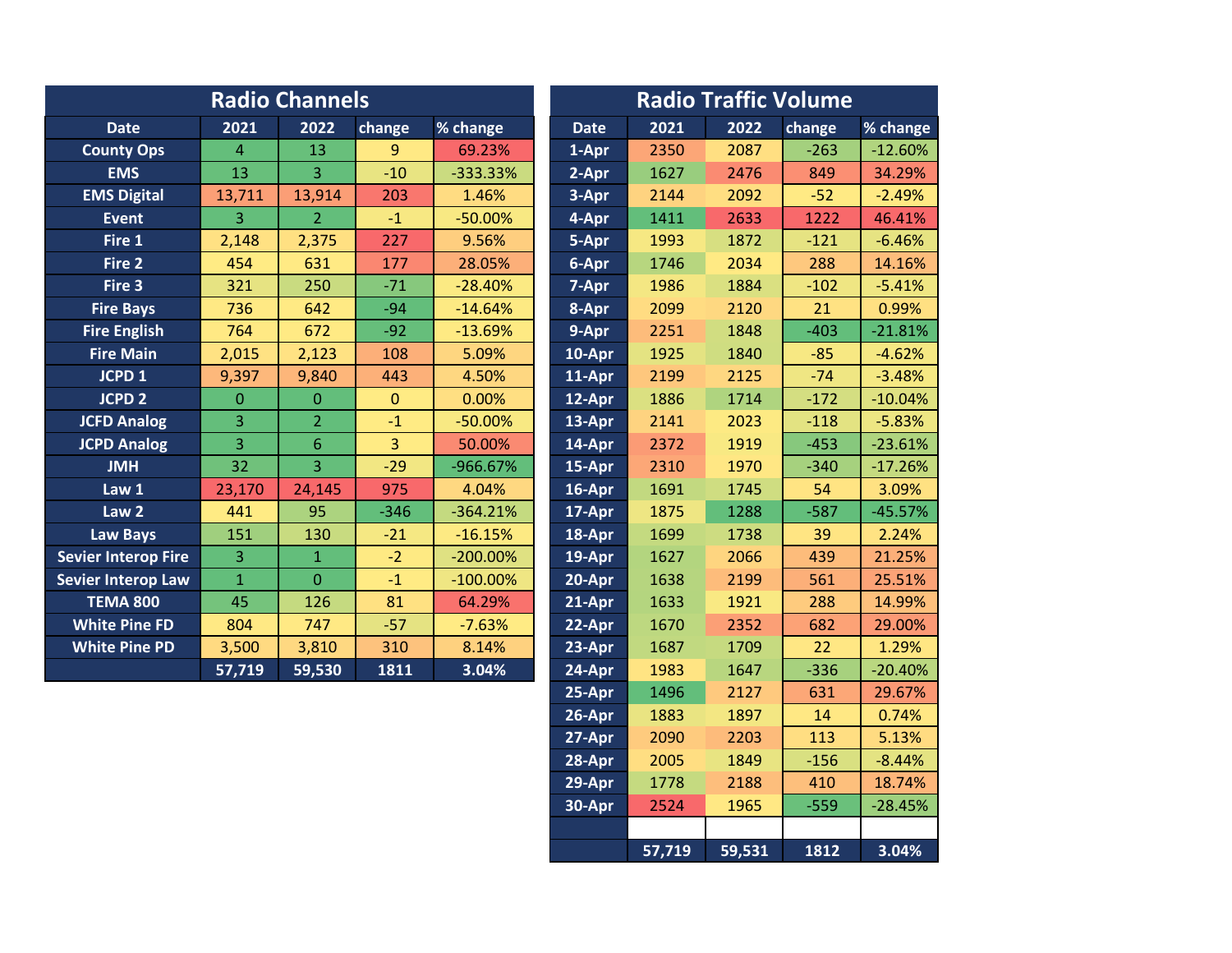## Radio Channels

| Date | 2021 | 2022 | change | % change |
|---|---|---|---|---|
| County Ops | 4 | 13 | 9 | 69.23% |
| EMS | 13 | 3 | -10 | -333.33% |
| EMS Digital | 13,711 | 13,914 | 203 | 1.46% |
| Event | 3 | 2 | -1 | -50.00% |
| Fire 1 | 2,148 | 2,375 | 227 | 9.56% |
| Fire 2 | 454 | 631 | 177 | 28.05% |
| Fire 3 | 321 | 250 | -71 | -28.40% |
| Fire Bays | 736 | 642 | -94 | -14.64% |
| Fire English | 764 | 672 | -92 | -13.69% |
| Fire Main | 2,015 | 2,123 | 108 | 5.09% |
| JCPD 1 | 9,397 | 9,840 | 443 | 4.50% |
| JCPD 2 | 0 | 0 | 0 | 0.00% |
| JCFD Analog | 3 | 2 | -1 | -50.00% |
| JCPD Analog | 3 | 6 | 3 | 50.00% |
| JMH | 32 | 3 | -29 | -966.67% |
| Law 1 | 23,170 | 24,145 | 975 | 4.04% |
| Law 2 | 441 | 95 | -346 | -364.21% |
| Law Bays | 151 | 130 | -21 | -16.15% |
| Sevier Interop Fire | 3 | 1 | -2 | -200.00% |
| Sevier Interop Law | 1 | 0 | -1 | -100.00% |
| TEMA 800 | 45 | 126 | 81 | 64.29% |
| White Pine FD | 804 | 747 | -57 | -7.63% |
| White Pine PD | 3,500 | 3,810 | 310 | 8.14% |
| | 57,719 | 59,530 | 1811 | 3.04% |

## Radio Traffic Volume

| Date | 2021 | 2022 | change | % change |
|---|---|---|---|---|
| 1-Apr | 2350 | 2087 | -263 | -12.60% |
| 2-Apr | 1627 | 2476 | 849 | 34.29% |
| 3-Apr | 2144 | 2092 | -52 | -2.49% |
| 4-Apr | 1411 | 2633 | 1222 | 46.41% |
| 5-Apr | 1993 | 1872 | -121 | -6.46% |
| 6-Apr | 1746 | 2034 | 288 | 14.16% |
| 7-Apr | 1986 | 1884 | -102 | -5.41% |
| 8-Apr | 2099 | 2120 | 21 | 0.99% |
| 9-Apr | 2251 | 1848 | -403 | -21.81% |
| 10-Apr | 1925 | 1840 | -85 | -4.62% |
| 11-Apr | 2199 | 2125 | -74 | -3.48% |
| 12-Apr | 1886 | 1714 | -172 | -10.04% |
| 13-Apr | 2141 | 2023 | -118 | -5.83% |
| 14-Apr | 2372 | 1919 | -453 | -23.61% |
| 15-Apr | 2310 | 1970 | -340 | -17.26% |
| 16-Apr | 1691 | 1745 | 54 | 3.09% |
| 17-Apr | 1875 | 1288 | -587 | -45.57% |
| 18-Apr | 1699 | 1738 | 39 | 2.24% |
| 19-Apr | 1627 | 2066 | 439 | 21.25% |
| 20-Apr | 1638 | 2199 | 561 | 25.51% |
| 21-Apr | 1633 | 1921 | 288 | 14.99% |
| 22-Apr | 1670 | 2352 | 682 | 29.00% |
| 23-Apr | 1687 | 1709 | 22 | 1.29% |
| 24-Apr | 1983 | 1647 | -336 | -20.40% |
| 25-Apr | 1496 | 2127 | 631 | 29.67% |
| 26-Apr | 1883 | 1897 | 14 | 0.74% |
| 27-Apr | 2090 | 2203 | 113 | 5.13% |
| 28-Apr | 2005 | 1849 | -156 | -8.44% |
| 29-Apr | 1778 | 2188 | 410 | 18.74% |
| 30-Apr | 2524 | 1965 | -559 | -28.45% |
| | | | | |
| | 57,719 | 59,531 | 1812 | 3.04% |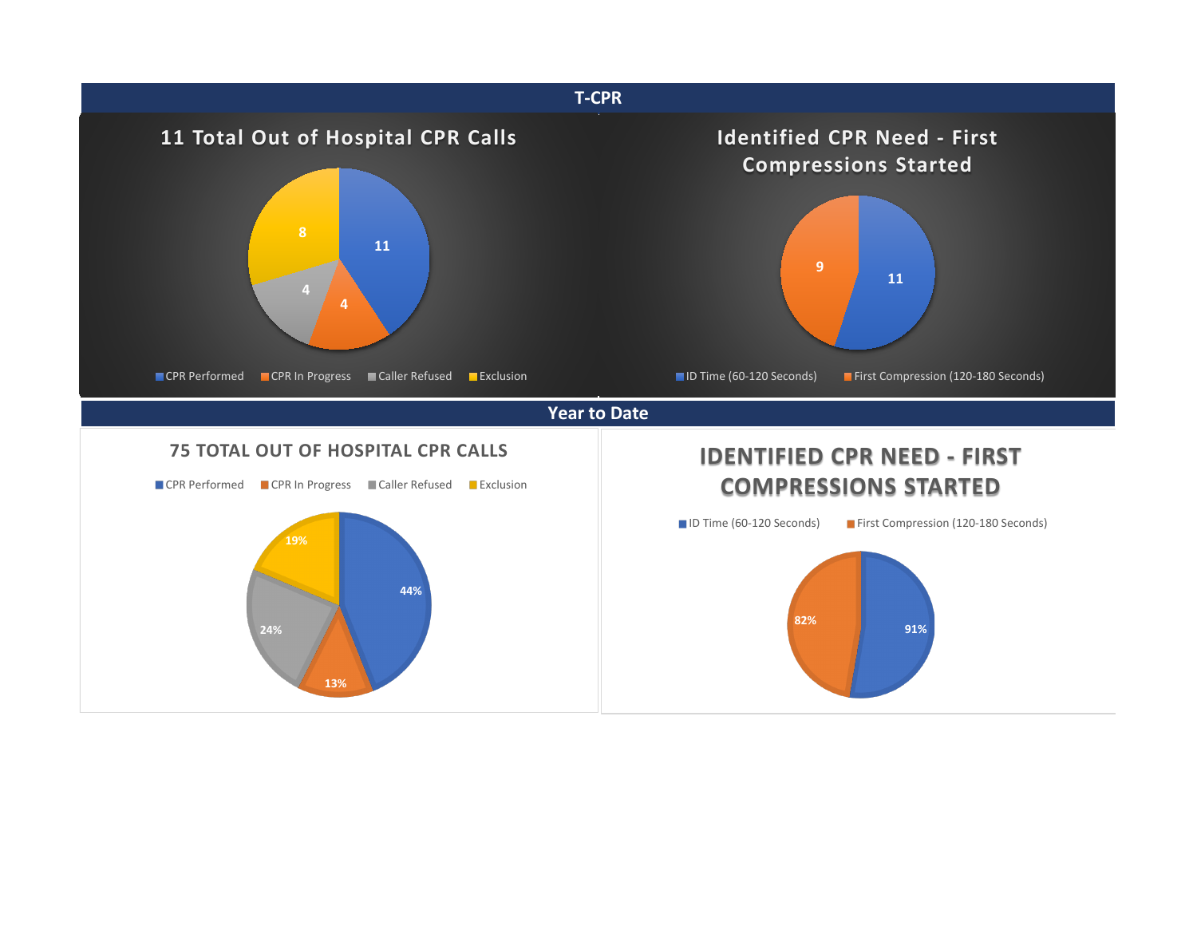## T-CPR

### 11 Total Out of Hospital CPR Calls

11
4
4
8

CPR Performed | CPR In Progress | Caller Refused | Exclusion

### Identified CPR Need - First Compressions Started

11
9

ID Time (60-120 Seconds) | First Compression (120-180 Seconds)

## Year to Date

### 75 TOTAL OUT OF HOSPITAL CPR CALLS

CPR Performed | CPR In Progress | Caller Refused | Exclusion

44%
13%
24%
19%

### IDENTIFIED CPR NEED - FIRST COMPRESSIONS STARTED

ID Time (60-120 Seconds) | First Compression (120-180 Seconds)

91%
82%